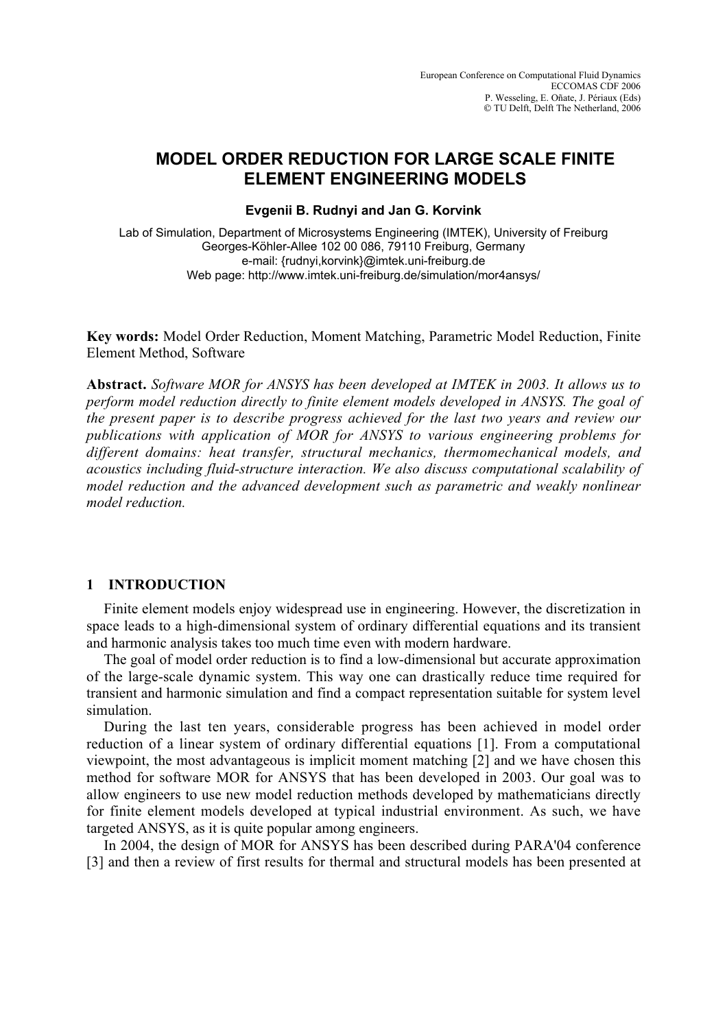European Conference on Computational Fluid Dynamics
ECCOMAS CDF 2006
P. Wesseling, E. Oñate, J. Périaux (Eds)
© TU Delft, Delft The Netherland, 2006

# MODEL ORDER REDUCTION FOR LARGE SCALE FINITE ELEMENT ENGINEERING MODELS

**Evgenii B. Rudnyi and Jan G. Korvink**

Lab of Simulation, Department of Microsystems Engineering (IMTEK), University of Freiburg
Georges-Köhler-Allee 102 00 086, 79110 Freiburg, Germany
e-mail: {rudnyi,korvink}@imtek.uni-freiburg.de
Web page: http://www.imtek.uni-freiburg.de/simulation/mor4ansys/

**Key words:** Model Order Reduction, Moment Matching, Parametric Model Reduction, Finite Element Method, Software

**Abstract.** *Software MOR for ANSYS has been developed at IMTEK in 2003. It allows us to perform model reduction directly to finite element models developed in ANSYS. The goal of the present paper is to describe progress achieved for the last two years and review our publications with application of MOR for ANSYS to various engineering problems for different domains: heat transfer, structural mechanics, thermomechanical models, and acoustics including fluid-structure interaction. We also discuss computational scalability of model reduction and the advanced development such as parametric and weakly nonlinear model reduction.*

## 1 INTRODUCTION

Finite element models enjoy widespread use in engineering. However, the discretization in space leads to a high-dimensional system of ordinary differential equations and its transient and harmonic analysis takes too much time even with modern hardware.

The goal of model order reduction is to find a low-dimensional but accurate approximation of the large-scale dynamic system. This way one can drastically reduce time required for transient and harmonic simulation and find a compact representation suitable for system level simulation.

During the last ten years, considerable progress has been achieved in model order reduction of a linear system of ordinary differential equations [1]. From a computational viewpoint, the most advantageous is implicit moment matching [2] and we have chosen this method for software MOR for ANSYS that has been developed in 2003. Our goal was to allow engineers to use new model reduction methods developed by mathematicians directly for finite element models developed at typical industrial environment. As such, we have targeted ANSYS, as it is quite popular among engineers.

In 2004, the design of MOR for ANSYS has been described during PARA'04 conference [3] and then a review of first results for thermal and structural models has been presented at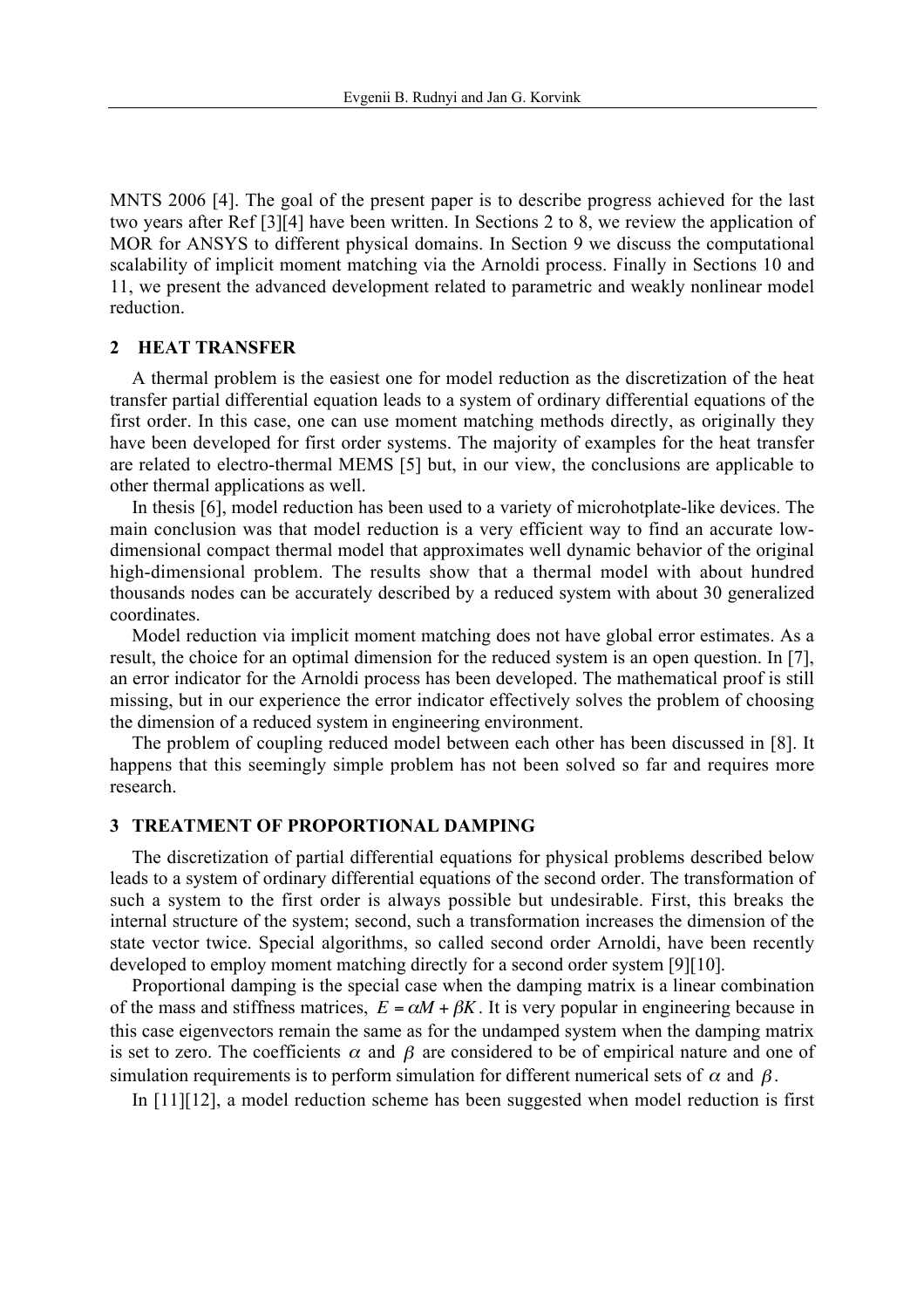MNTS 2006 [4]. The goal of the present paper is to describe progress achieved for the last two years after Ref [3][4] have been written. In Sections 2 to 8, we review the application of MOR for ANSYS to different physical domains. In Section 9 we discuss the computational scalability of implicit moment matching via the Arnoldi process. Finally in Sections 10 and 11, we present the advanced development related to parametric and weakly nonlinear model reduction.

## 2 HEAT TRANSFER

A thermal problem is the easiest one for model reduction as the discretization of the heat transfer partial differential equation leads to a system of ordinary differential equations of the first order. In this case, one can use moment matching methods directly, as originally they have been developed for first order systems. The majority of examples for the heat transfer are related to electro-thermal MEMS [5] but, in our view, the conclusions are applicable to other thermal applications as well.

In thesis [6], model reduction has been used to a variety of microhotplate-like devices. The main conclusion was that model reduction is a very efficient way to find an accurate low-dimensional compact thermal model that approximates well dynamic behavior of the original high-dimensional problem. The results show that a thermal model with about hundred thousands nodes can be accurately described by a reduced system with about 30 generalized coordinates.

Model reduction via implicit moment matching does not have global error estimates. As a result, the choice for an optimal dimension for the reduced system is an open question. In [7], an error indicator for the Arnoldi process has been developed. The mathematical proof is still missing, but in our experience the error indicator effectively solves the problem of choosing the dimension of a reduced system in engineering environment.

The problem of coupling reduced model between each other has been discussed in [8]. It happens that this seemingly simple problem has not been solved so far and requires more research.

## 3 TREATMENT OF PROPORTIONAL DAMPING

The discretization of partial differential equations for physical problems described below leads to a system of ordinary differential equations of the second order. The transformation of such a system to the first order is always possible but undesirable. First, this breaks the internal structure of the system; second, such a transformation increases the dimension of the state vector twice. Special algorithms, so called second order Arnoldi, have been recently developed to employ moment matching directly for a second order system [9][10].

Proportional damping is the special case when the damping matrix is a linear combination of the mass and stiffness matrices, $E = \alpha M + \beta K$. It is very popular in engineering because in this case eigenvectors remain the same as for the undamped system when the damping matrix is set to zero. The coefficients $\alpha$ and $\beta$ are considered to be of empirical nature and one of simulation requirements is to perform simulation for different numerical sets of $\alpha$ and $\beta$.

In [11][12], a model reduction scheme has been suggested when model reduction is first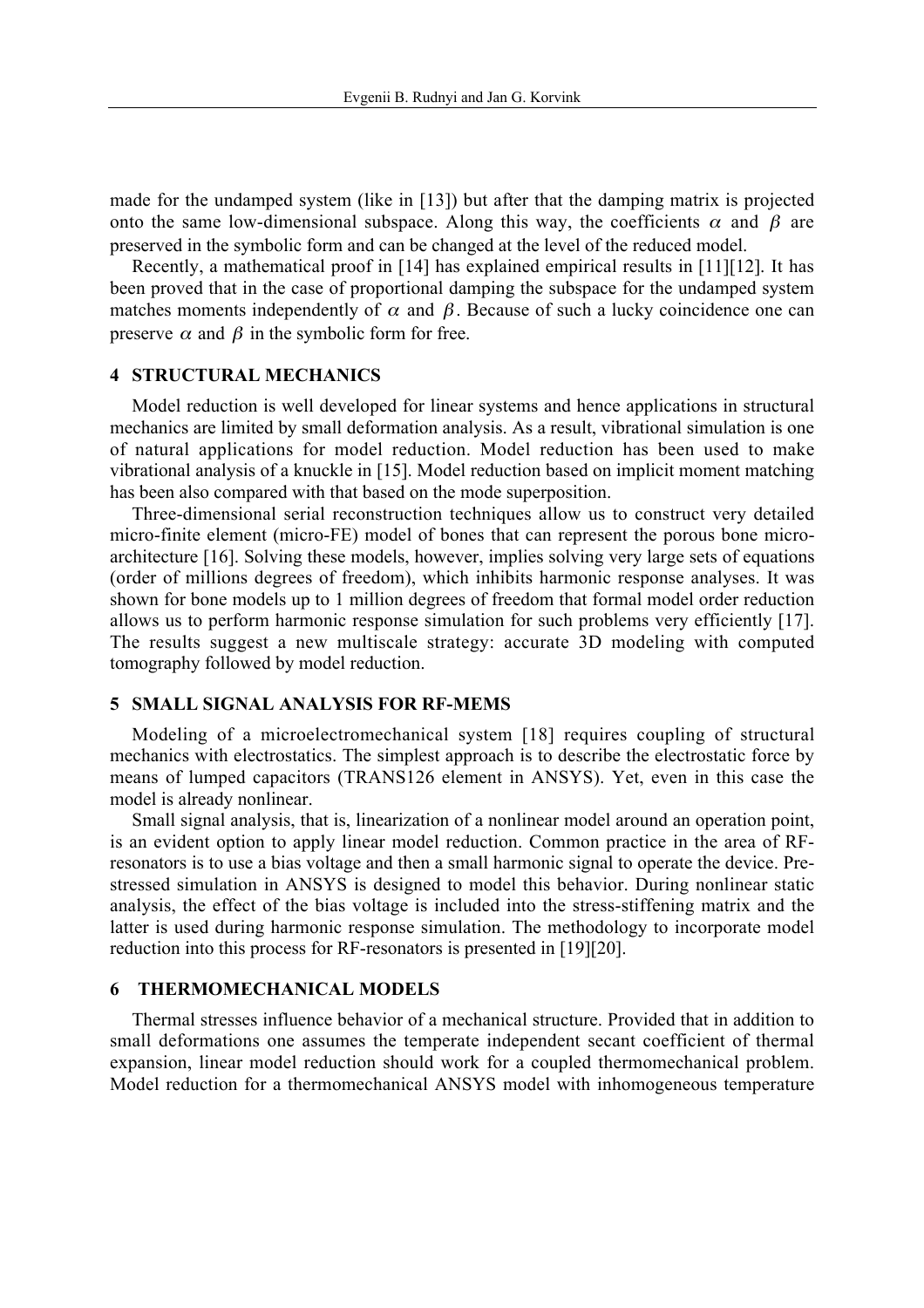made for the undamped system (like in [13]) but after that the damping matrix is projected onto the same low-dimensional subspace. Along this way, the coefficients $\alpha$ and $\beta$ are preserved in the symbolic form and can be changed at the level of the reduced model.

Recently, a mathematical proof in [14] has explained empirical results in [11][12]. It has been proved that in the case of proportional damping the subspace for the undamped system matches moments independently of $\alpha$ and $\beta$. Because of such a lucky coincidence one can preserve $\alpha$ and $\beta$ in the symbolic form for free.

## 4 STRUCTURAL MECHANICS

Model reduction is well developed for linear systems and hence applications in structural mechanics are limited by small deformation analysis. As a result, vibrational simulation is one of natural applications for model reduction. Model reduction has been used to make vibrational analysis of a knuckle in [15]. Model reduction based on implicit moment matching has been also compared with that based on the mode superposition.

Three-dimensional serial reconstruction techniques allow us to construct very detailed micro-finite element (micro-FE) model of bones that can represent the porous bone micro-architecture [16]. Solving these models, however, implies solving very large sets of equations (order of millions degrees of freedom), which inhibits harmonic response analyses. It was shown for bone models up to 1 million degrees of freedom that formal model order reduction allows us to perform harmonic response simulation for such problems very efficiently [17]. The results suggest a new multiscale strategy: accurate 3D modeling with computed tomography followed by model reduction.

## 5 SMALL SIGNAL ANALYSIS FOR RF-MEMS

Modeling of a microelectromechanical system [18] requires coupling of structural mechanics with electrostatics. The simplest approach is to describe the electrostatic force by means of lumped capacitors (TRANS126 element in ANSYS). Yet, even in this case the model is already nonlinear.

Small signal analysis, that is, linearization of a nonlinear model around an operation point, is an evident option to apply linear model reduction. Common practice in the area of RF-resonators is to use a bias voltage and then a small harmonic signal to operate the device. Pre-stressed simulation in ANSYS is designed to model this behavior. During nonlinear static analysis, the effect of the bias voltage is included into the stress-stiffening matrix and the latter is used during harmonic response simulation. The methodology to incorporate model reduction into this process for RF-resonators is presented in [19][20].

## 6 THERMOMECHANICAL MODELS

Thermal stresses influence behavior of a mechanical structure. Provided that in addition to small deformations one assumes the temperate independent secant coefficient of thermal expansion, linear model reduction should work for a coupled thermomechanical problem. Model reduction for a thermomechanical ANSYS model with inhomogeneous temperature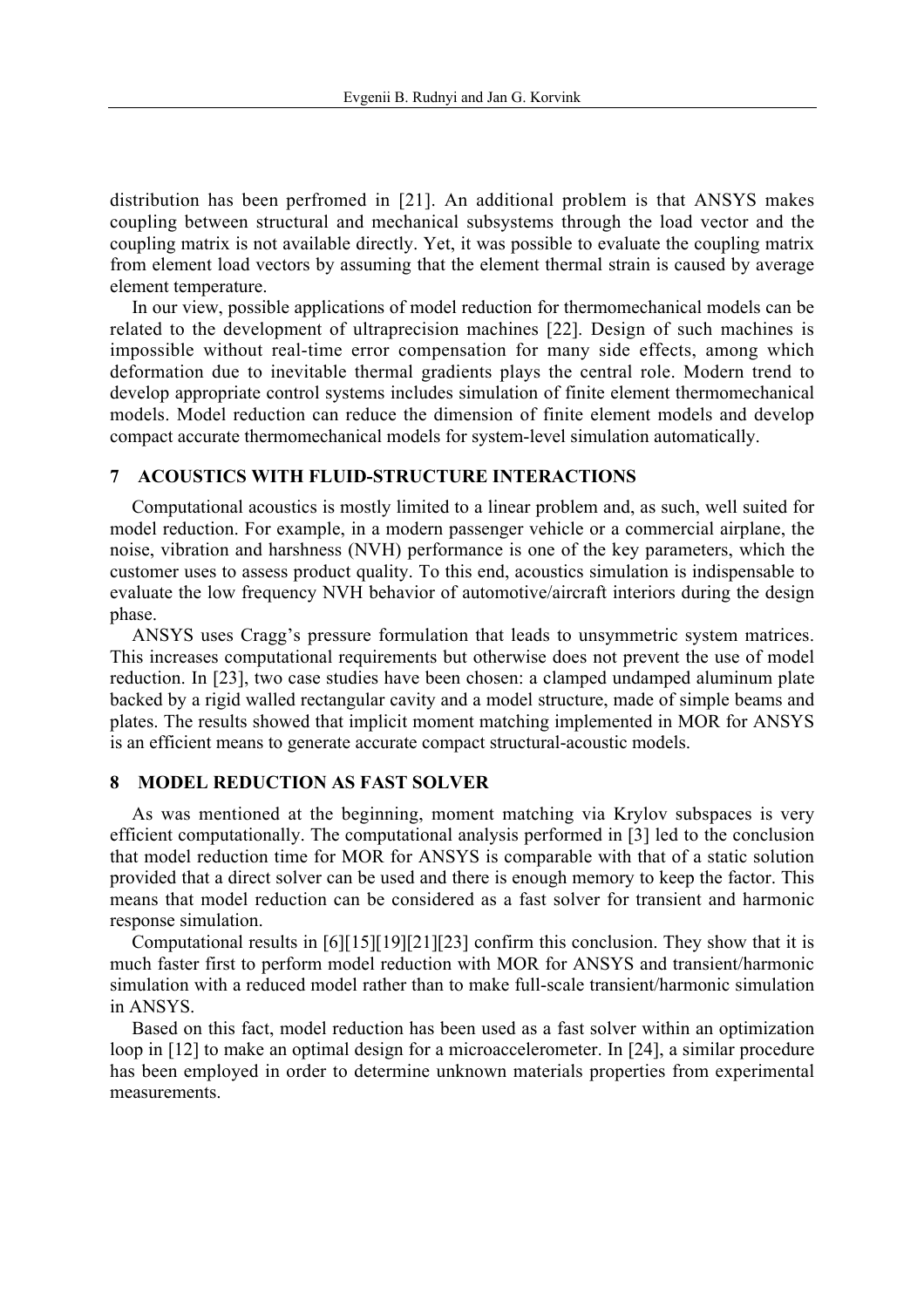distribution has been perfromed in [21]. An additional problem is that ANSYS makes coupling between structural and mechanical subsystems through the load vector and the coupling matrix is not available directly. Yet, it was possible to evaluate the coupling matrix from element load vectors by assuming that the element thermal strain is caused by average element temperature.

In our view, possible applications of model reduction for thermomechanical models can be related to the development of ultraprecision machines [22]. Design of such machines is impossible without real-time error compensation for many side effects, among which deformation due to inevitable thermal gradients plays the central role. Modern trend to develop appropriate control systems includes simulation of finite element thermomechanical models. Model reduction can reduce the dimension of finite element models and develop compact accurate thermomechanical models for system-level simulation automatically.

## 7 ACOUSTICS WITH FLUID-STRUCTURE INTERACTIONS

Computational acoustics is mostly limited to a linear problem and, as such, well suited for model reduction. For example, in a modern passenger vehicle or a commercial airplane, the noise, vibration and harshness (NVH) performance is one of the key parameters, which the customer uses to assess product quality. To this end, acoustics simulation is indispensable to evaluate the low frequency NVH behavior of automotive/aircraft interiors during the design phase.

ANSYS uses Cragg's pressure formulation that leads to unsymmetric system matrices. This increases computational requirements but otherwise does not prevent the use of model reduction. In [23], two case studies have been chosen: a clamped undamped aluminum plate backed by a rigid walled rectangular cavity and a model structure, made of simple beams and plates. The results showed that implicit moment matching implemented in MOR for ANSYS is an efficient means to generate accurate compact structural-acoustic models.

## 8 MODEL REDUCTION AS FAST SOLVER

As was mentioned at the beginning, moment matching via Krylov subspaces is very efficient computationally. The computational analysis performed in [3] led to the conclusion that model reduction time for MOR for ANSYS is comparable with that of a static solution provided that a direct solver can be used and there is enough memory to keep the factor. This means that model reduction can be considered as a fast solver for transient and harmonic response simulation.

Computational results in [6][15][19][21][23] confirm this conclusion. They show that it is much faster first to perform model reduction with MOR for ANSYS and transient/harmonic simulation with a reduced model rather than to make full-scale transient/harmonic simulation in ANSYS.

Based on this fact, model reduction has been used as a fast solver within an optimization loop in [12] to make an optimal design for a microaccelerometer. In [24], a similar procedure has been employed in order to determine unknown materials properties from experimental measurements.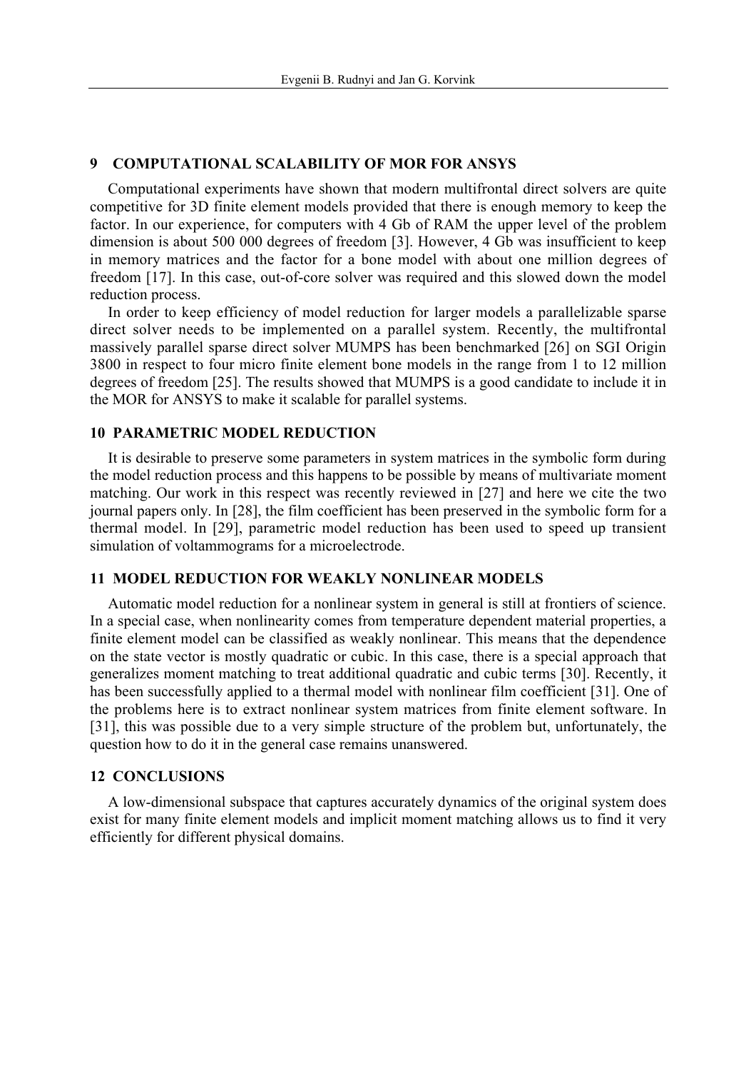## 9 COMPUTATIONAL SCALABILITY OF MOR FOR ANSYS

Computational experiments have shown that modern multifrontal direct solvers are quite competitive for 3D finite element models provided that there is enough memory to keep the factor. In our experience, for computers with 4 Gb of RAM the upper level of the problem dimension is about 500 000 degrees of freedom [3]. However, 4 Gb was insufficient to keep in memory matrices and the factor for a bone model with about one million degrees of freedom [17]. In this case, out-of-core solver was required and this slowed down the model reduction process.

In order to keep efficiency of model reduction for larger models a parallelizable sparse direct solver needs to be implemented on a parallel system. Recently, the multifrontal massively parallel sparse direct solver MUMPS has been benchmarked [26] on SGI Origin 3800 in respect to four micro finite element bone models in the range from 1 to 12 million degrees of freedom [25]. The results showed that MUMPS is a good candidate to include it in the MOR for ANSYS to make it scalable for parallel systems.

## 10 PARAMETRIC MODEL REDUCTION

It is desirable to preserve some parameters in system matrices in the symbolic form during the model reduction process and this happens to be possible by means of multivariate moment matching. Our work in this respect was recently reviewed in [27] and here we cite the two journal papers only. In [28], the film coefficient has been preserved in the symbolic form for a thermal model. In [29], parametric model reduction has been used to speed up transient simulation of voltammograms for a microelectrode.

## 11 MODEL REDUCTION FOR WEAKLY NONLINEAR MODELS

Automatic model reduction for a nonlinear system in general is still at frontiers of science. In a special case, when nonlinearity comes from temperature dependent material properties, a finite element model can be classified as weakly nonlinear. This means that the dependence on the state vector is mostly quadratic or cubic. In this case, there is a special approach that generalizes moment matching to treat additional quadratic and cubic terms [30]. Recently, it has been successfully applied to a thermal model with nonlinear film coefficient [31]. One of the problems here is to extract nonlinear system matrices from finite element software. In [31], this was possible due to a very simple structure of the problem but, unfortunately, the question how to do it in the general case remains unanswered.

## 12 CONCLUSIONS

A low-dimensional subspace that captures accurately dynamics of the original system does exist for many finite element models and implicit moment matching allows us to find it very efficiently for different physical domains.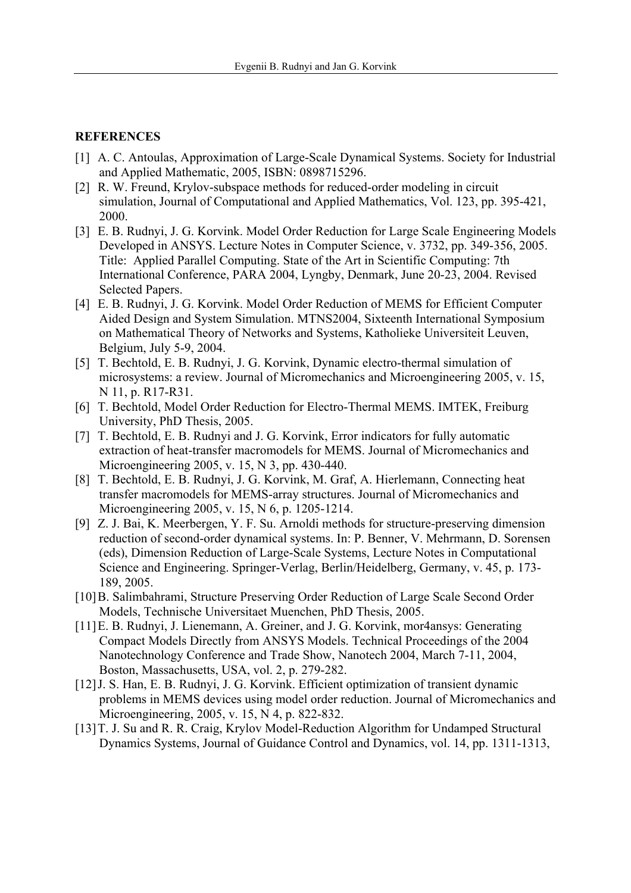## REFERENCES

[1] A. C. Antoulas, Approximation of Large-Scale Dynamical Systems. Society for Industrial and Applied Mathematic, 2005, ISBN: 0898715296.

[2] R. W. Freund, Krylov-subspace methods for reduced-order modeling in circuit simulation, Journal of Computational and Applied Mathematics, Vol. 123, pp. 395-421, 2000.

[3] E. B. Rudnyi, J. G. Korvink. Model Order Reduction for Large Scale Engineering Models Developed in ANSYS. Lecture Notes in Computer Science, v. 3732, pp. 349-356, 2005. Title: Applied Parallel Computing. State of the Art in Scientific Computing: 7th International Conference, PARA 2004, Lyngby, Denmark, June 20-23, 2004. Revised Selected Papers.

[4] E. B. Rudnyi, J. G. Korvink. Model Order Reduction of MEMS for Efficient Computer Aided Design and System Simulation. MTNS2004, Sixteenth International Symposium on Mathematical Theory of Networks and Systems, Katholieke Universiteit Leuven, Belgium, July 5-9, 2004.

[5] T. Bechtold, E. B. Rudnyi, J. G. Korvink, Dynamic electro-thermal simulation of microsystems: a review. Journal of Micromechanics and Microengineering 2005, v. 15, N 11, p. R17-R31.

[6] T. Bechtold, Model Order Reduction for Electro-Thermal MEMS. IMTEK, Freiburg University, PhD Thesis, 2005.

[7] T. Bechtold, E. B. Rudnyi and J. G. Korvink, Error indicators for fully automatic extraction of heat-transfer macromodels for MEMS. Journal of Micromechanics and Microengineering 2005, v. 15, N 3, pp. 430-440.

[8] T. Bechtold, E. B. Rudnyi, J. G. Korvink, M. Graf, A. Hierlemann, Connecting heat transfer macromodels for MEMS-array structures. Journal of Micromechanics and Microengineering 2005, v. 15, N 6, p. 1205-1214.

[9] Z. J. Bai, K. Meerbergen, Y. F. Su. Arnoldi methods for structure-preserving dimension reduction of second-order dynamical systems. In: P. Benner, V. Mehrmann, D. Sorensen (eds), Dimension Reduction of Large-Scale Systems, Lecture Notes in Computational Science and Engineering. Springer-Verlag, Berlin/Heidelberg, Germany, v. 45, p. 173-189, 2005.

[10] B. Salimbahrami, Structure Preserving Order Reduction of Large Scale Second Order Models, Technische Universitaet Muenchen, PhD Thesis, 2005.

[11] E. B. Rudnyi, J. Lienemann, A. Greiner, and J. G. Korvink, mor4ansys: Generating Compact Models Directly from ANSYS Models. Technical Proceedings of the 2004 Nanotechnology Conference and Trade Show, Nanotech 2004, March 7-11, 2004, Boston, Massachusetts, USA, vol. 2, p. 279-282.

[12] J. S. Han, E. B. Rudnyi, J. G. Korvink. Efficient optimization of transient dynamic problems in MEMS devices using model order reduction. Journal of Micromechanics and Microengineering, 2005, v. 15, N 4, p. 822-832.

[13] T. J. Su and R. R. Craig, Krylov Model-Reduction Algorithm for Undamped Structural Dynamics Systems, Journal of Guidance Control and Dynamics, vol. 14, pp. 1311-1313,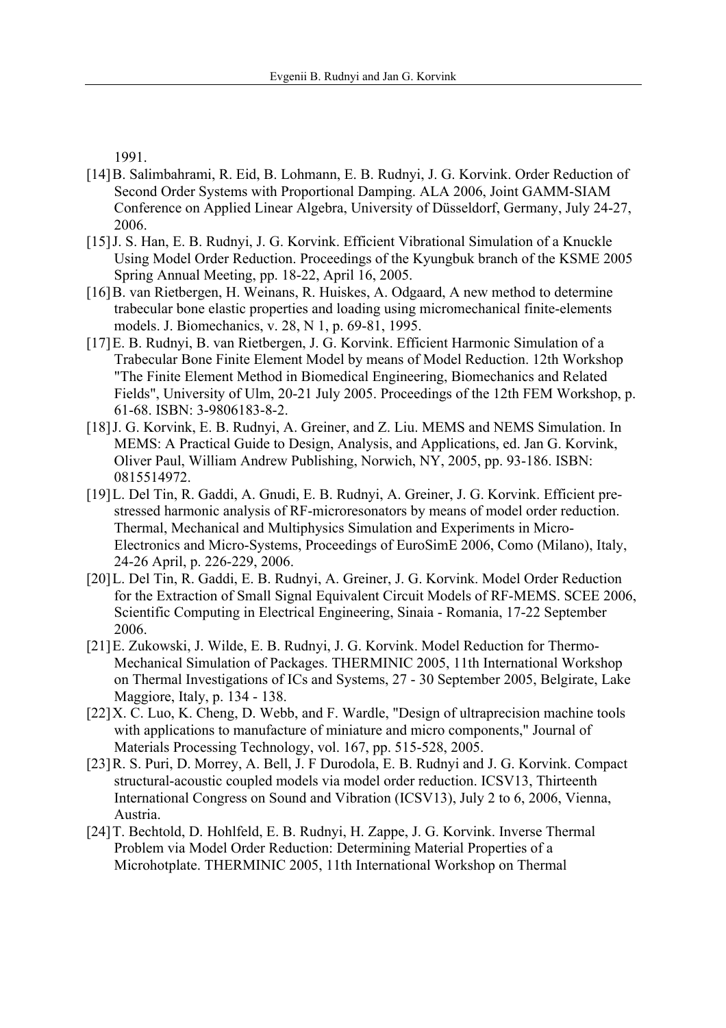1991.

[14] B. Salimbahrami, R. Eid, B. Lohmann, E. B. Rudnyi, J. G. Korvink. Order Reduction of Second Order Systems with Proportional Damping. ALA 2006, Joint GAMM-SIAM Conference on Applied Linear Algebra, University of Düsseldorf, Germany, July 24-27, 2006.

[15] J. S. Han, E. B. Rudnyi, J. G. Korvink. Efficient Vibrational Simulation of a Knuckle Using Model Order Reduction. Proceedings of the Kyungbuk branch of the KSME 2005 Spring Annual Meeting, pp. 18-22, April 16, 2005.

[16] B. van Rietbergen, H. Weinans, R. Huiskes, A. Odgaard, A new method to determine trabecular bone elastic properties and loading using micromechanical finite-elements models. J. Biomechanics, v. 28, N 1, p. 69-81, 1995.

[17] E. B. Rudnyi, B. van Rietbergen, J. G. Korvink. Efficient Harmonic Simulation of a Trabecular Bone Finite Element Model by means of Model Reduction. 12th Workshop "The Finite Element Method in Biomedical Engineering, Biomechanics and Related Fields", University of Ulm, 20-21 July 2005. Proceedings of the 12th FEM Workshop, p. 61-68. ISBN: 3-9806183-8-2.

[18] J. G. Korvink, E. B. Rudnyi, A. Greiner, and Z. Liu. MEMS and NEMS Simulation. In MEMS: A Practical Guide to Design, Analysis, and Applications, ed. Jan G. Korvink, Oliver Paul, William Andrew Publishing, Norwich, NY, 2005, pp. 93-186. ISBN: 0815514972.

[19] L. Del Tin, R. Gaddi, A. Gnudi, E. B. Rudnyi, A. Greiner, J. G. Korvink. Efficient pre-stressed harmonic analysis of RF-microresonators by means of model order reduction. Thermal, Mechanical and Multiphysics Simulation and Experiments in Micro-Electronics and Micro-Systems, Proceedings of EuroSimE 2006, Como (Milano), Italy, 24-26 April, p. 226-229, 2006.

[20] L. Del Tin, R. Gaddi, E. B. Rudnyi, A. Greiner, J. G. Korvink. Model Order Reduction for the Extraction of Small Signal Equivalent Circuit Models of RF-MEMS. SCEE 2006, Scientific Computing in Electrical Engineering, Sinaia - Romania, 17-22 September 2006.

[21] E. Zukowski, J. Wilde, E. B. Rudnyi, J. G. Korvink. Model Reduction for Thermo-Mechanical Simulation of Packages. THERMINIC 2005, 11th International Workshop on Thermal Investigations of ICs and Systems, 27 - 30 September 2005, Belgirate, Lake Maggiore, Italy, p. 134 - 138.

[22] X. C. Luo, K. Cheng, D. Webb, and F. Wardle, "Design of ultraprecision machine tools with applications to manufacture of miniature and micro components," Journal of Materials Processing Technology, vol. 167, pp. 515-528, 2005.

[23] R. S. Puri, D. Morrey, A. Bell, J. F Durodola, E. B. Rudnyi and J. G. Korvink. Compact structural-acoustic coupled models via model order reduction. ICSV13, Thirteenth International Congress on Sound and Vibration (ICSV13), July 2 to 6, 2006, Vienna, Austria.

[24] T. Bechtold, D. Hohlfeld, E. B. Rudnyi, H. Zappe, J. G. Korvink. Inverse Thermal Problem via Model Order Reduction: Determining Material Properties of a Microhotplate. THERMINIC 2005, 11th International Workshop on Thermal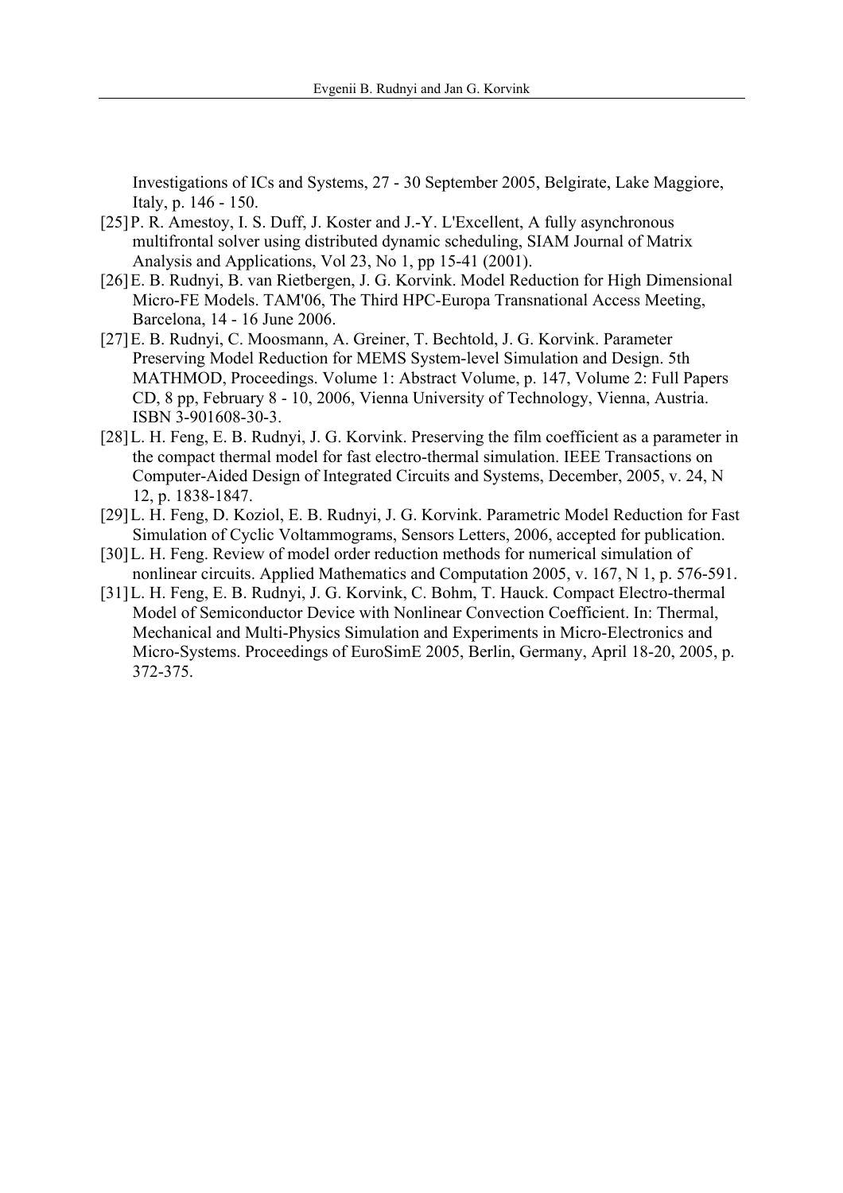Investigations of ICs and Systems, 27 - 30 September 2005, Belgirate, Lake Maggiore, Italy, p. 146 - 150.

[25] P. R. Amestoy, I. S. Duff, J. Koster and J.-Y. L'Excellent, A fully asynchronous multifrontal solver using distributed dynamic scheduling, SIAM Journal of Matrix Analysis and Applications, Vol 23, No 1, pp 15-41 (2001).

[26] E. B. Rudnyi, B. van Rietbergen, J. G. Korvink. Model Reduction for High Dimensional Micro-FE Models. TAM'06, The Third HPC-Europa Transnational Access Meeting, Barcelona, 14 - 16 June 2006.

[27] E. B. Rudnyi, C. Moosmann, A. Greiner, T. Bechtold, J. G. Korvink. Parameter Preserving Model Reduction for MEMS System-level Simulation and Design. 5th MATHMOD, Proceedings. Volume 1: Abstract Volume, p. 147, Volume 2: Full Papers CD, 8 pp, February 8 - 10, 2006, Vienna University of Technology, Vienna, Austria. ISBN 3-901608-30-3.

[28] L. H. Feng, E. B. Rudnyi, J. G. Korvink. Preserving the film coefficient as a parameter in the compact thermal model for fast electro-thermal simulation. IEEE Transactions on Computer-Aided Design of Integrated Circuits and Systems, December, 2005, v. 24, N 12, p. 1838-1847.

[29] L. H. Feng, D. Koziol, E. B. Rudnyi, J. G. Korvink. Parametric Model Reduction for Fast Simulation of Cyclic Voltammograms, Sensors Letters, 2006, accepted for publication.

[30] L. H. Feng. Review of model order reduction methods for numerical simulation of nonlinear circuits. Applied Mathematics and Computation 2005, v. 167, N 1, p. 576-591.

[31] L. H. Feng, E. B. Rudnyi, J. G. Korvink, C. Bohm, T. Hauck. Compact Electro-thermal Model of Semiconductor Device with Nonlinear Convection Coefficient. In: Thermal, Mechanical and Multi-Physics Simulation and Experiments in Micro-Electronics and Micro-Systems. Proceedings of EuroSimE 2005, Berlin, Germany, April 18-20, 2005, p. 372-375.